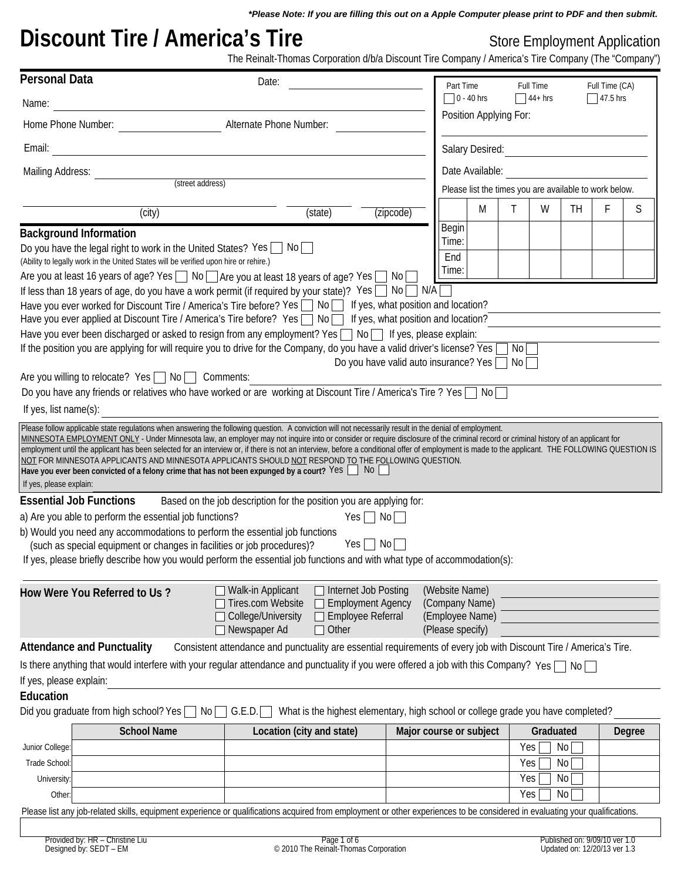*Please Note: If you are filling this out on a Apple Computer please print to PDF and then submit.*

# Discount Tire / America's Tire

Store Employment Application

The Reinalt-Thomas Corporation d/b/a Discount Tire Company / America's Tire Company (The "Company")

## Personal Data

Date: ____________________

Name: ____________________

Home Phone Number: ____________________ Alternate Phone Number: ____________________

Email: ____________________

Mailing Address: ____________________
(street address)

____________________ ____________________ ____________________
(city) (state) (zipcode)

| Part Time | Full Time | Full Time (CA) |
|---|---|---|
| ☐ 0 - 40 hrs | ☐ 44+ hrs | ☐ 47.5 hrs |

Position Applying For: ____________________

Salary Desired: ____________________

Date Available: ____________________

Please list the times you are available to work below.

| | M | T | W | TH | F | S |
|---|---|---|---|---|---|---|
| Begin Time: | | | | | | |
| End Time: | | | | | | |

## Background Information

Do you have the legal right to work in the United States? Yes ☐ No ☐
(Ability to legally work in the United States will be verified upon hire or rehire.)

Are you at least 16 years of age? Yes ☐ No ☐ Are you at least 18 years of age? Yes ☐ No ☐

If less than 18 years of age, do you have a work permit (if required by your state)? Yes ☐ No ☐ N/A ☐

Have you ever worked for Discount Tire / America's Tire before? Yes ☐ No ☐ If yes, what position and location? ____________________

Have you ever applied at Discount Tire / America's Tire before? Yes ☐ No ☐ If yes, what position and location? ____________________

Have you ever been discharged or asked to resign from any employment? Yes ☐ No ☐ If yes, please explain: ____________________

If the position you are applying for will require you to drive for the Company, do you have a valid driver's license? Yes ☐ No ☐

Do you have valid auto insurance? Yes ☐ No ☐

Are you willing to relocate? Yes ☐ No ☐ Comments: ____________________

Do you have any friends or relatives who have worked or are working at Discount Tire / America's Tire ? Yes ☐ No ☐

If yes, list name(s): ____________________

Please follow applicable state regulations when answering the following question. A conviction will not necessarily result in the denial of employment.
MINNESOTA EMPLOYMENT ONLY - Under Minnesota law, an employer may not inquire into or consider or require disclosure of the criminal record or criminal history of an applicant for employment until the applicant has been selected for an interview or, if there is not an interview, before a conditional offer of employment is made to the applicant. THE FOLLOWING QUESTION IS NOT FOR MINNESOTA APPLICANTS AND MINNESOTA APPLICANTS SHOULD NOT RESPOND TO THE FOLLOWING QUESTION.
**Have you ever been convicted of a felony crime that has not been expunged by a court?** Yes ☐ No ☐
If yes, please explain:

## Essential Job Functions

Based on the job description for the position you are applying for:

a) Are you able to perform the essential job functions? Yes ☐ No ☐

b) Would you need any accommodations to perform the essential job functions (such as special equipment or changes in facilities or job procedures)? Yes ☐ No ☐

If yes, please briefly describe how you would perform the essential job functions and with what type of accommodation(s): ____________________

## How Were You Referred to Us ?

☐ Walk-in Applicant ☐ Internet Job Posting (Website Name) ____________________
☐ Tires.com Website ☐ Employment Agency (Company Name) ____________________
☐ College/University ☐ Employee Referral (Employee Name) ____________________
☐ Newspaper Ad ☐ Other (Please specify) ____________________

## Attendance and Punctuality

Consistent attendance and punctuality are essential requirements of every job with Discount Tire / America's Tire.

Is there anything that would interfere with your regular attendance and punctuality if you were offered a job with this Company? Yes ☐ No ☐

If yes, please explain: ____________________

## Education

Did you graduate from high school? Yes ☐ No ☐ G.E.D. ☐ What is the highest elementary, high school or college grade you have completed? ________

| | School Name | Location (city and state) | Major course or subject | Graduated | Degree |
|---|---|---|---|---|---|
| Junior College: | | | | Yes ☐ No ☐ | |
| Trade School: | | | | Yes ☐ No ☐ | |
| University: | | | | Yes ☐ No ☐ | |
| Other: | | | | Yes ☐ No ☐ | |

Please list any job-related skills, equipment experience or qualifications acquired from employment or other experiences to be considered in evaluating your qualifications.

____________________

Provided by: HR – Christine Liu
Designed by: SEDT – EM

© 2010 The Reinalt-Thomas Corporation

Published on: 9/09/10 ver 1.0
Updated on: 12/20/13 ver 1.3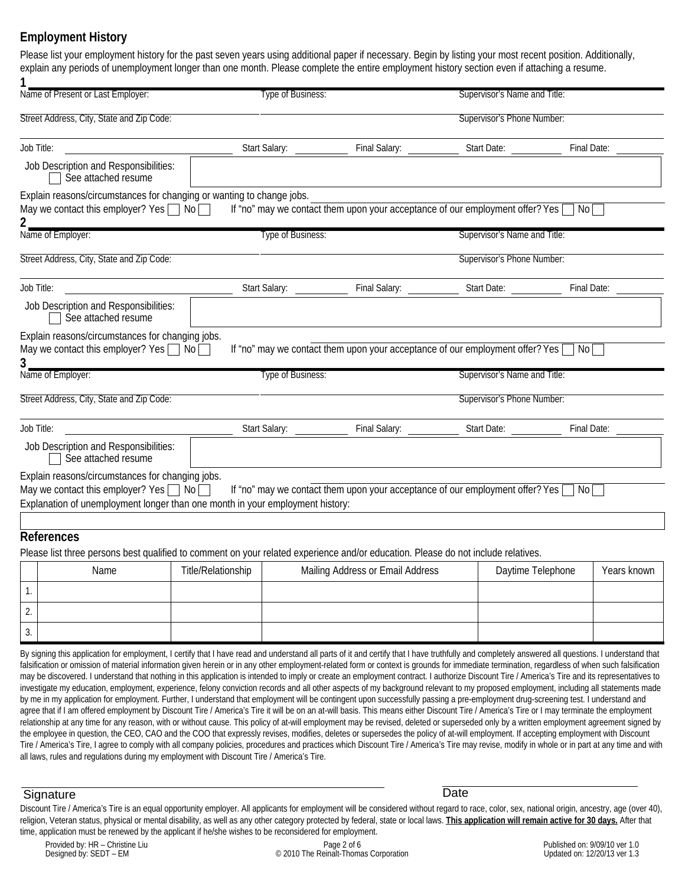## Employment History

Please list your employment history for the past seven years using additional paper if necessary. Begin by listing your most recent position. Additionally, explain any periods of unemployment longer than one month. Please complete the entire employment history section even if attaching a resume.

**1**

Name of Present or Last Employer: | Type of Business: | Supervisor's Name and Title:

Street Address, City, State and Zip Code: | Supervisor's Phone Number:

Job Title: | Start Salary: | Final Salary: | Start Date: | Final Date:

Job Description and Responsibilities: ☐ See attached resume

Explain reasons/circumstances for changing or wanting to change jobs.

May we contact this employer? Yes ☐ No ☐ If "no" may we contact them upon your acceptance of our employment offer? Yes ☐ No ☐

**2**

Name of Employer: | Type of Business: | Supervisor's Name and Title:

Street Address, City, State and Zip Code: | Supervisor's Phone Number:

Job Title: | Start Salary: | Final Salary: | Start Date: | Final Date:

Job Description and Responsibilities: ☐ See attached resume

Explain reasons/circumstances for changing jobs.

May we contact this employer? Yes ☐ No ☐ If "no" may we contact them upon your acceptance of our employment offer? Yes ☐ No ☐

**3**

Name of Employer: | Type of Business: | Supervisor's Name and Title:

Street Address, City, State and Zip Code: | Supervisor's Phone Number:

Job Title: | Start Salary: | Final Salary: | Start Date: | Final Date:

Job Description and Responsibilities: ☐ See attached resume

Explain reasons/circumstances for changing jobs.

May we contact this employer? Yes ☐ No ☐ If "no" may we contact them upon your acceptance of our employment offer? Yes ☐ No ☐

Explanation of unemployment longer than one month in your employment history:

## References

Please list three persons best qualified to comment on your related experience and/or education. Please do not include relatives.

| | Name | Title/Relationship | Mailing Address or Email Address | Daytime Telephone | Years known |
|---|---|---|---|---|---|
| 1. | | | | | |
| 2. | | | | | |
| 3. | | | | | |

By signing this application for employment, I certify that I have read and understand all parts of it and certify that I have truthfully and completely answered all questions. I understand that falsification or omission of material information given herein or in any other employment-related form or context is grounds for immediate termination, regardless of when such falsification may be discovered. I understand that nothing in this application is intended to imply or create an employment contract. I authorize Discount Tire / America's Tire and its representatives to investigate my education, employment, experience, felony conviction records and all other aspects of my background relevant to my proposed employment, including all statements made by me in my application for employment. Further, I understand that employment will be contingent upon successfully passing a pre-employment drug-screening test. I understand and agree that if I am offered employment by Discount Tire / America's Tire it will be on an at-will basis. This means either Discount Tire / America's Tire or I may terminate the employment relationship at any time for any reason, with or without cause. This policy of at-will employment may be revised, deleted or superseded only by a written employment agreement signed by the employee in question, the CEO, CAO and the COO that expressly revises, modifies, deletes or supersedes the policy of at-will employment. If accepting employment with Discount Tire / America's Tire, I agree to comply with all company policies, procedures and practices which Discount Tire / America's Tire may revise, modify in whole or in part at any time and with all laws, rules and regulations during my employment with Discount Tire / America's Tire.

Signature ____________________ Date ____________________

Discount Tire / America's Tire is an equal opportunity employer. All applicants for employment will be considered without regard to race, color, sex, national origin, ancestry, age (over 40), religion, Veteran status, physical or mental disability, as well as any other category protected by federal, state or local laws. **This application will remain active for 30 days.** After that time, application must be renewed by the applicant if he/she wishes to be reconsidered for employment.

Provided by: HR – Christine Liu
Designed by: SEDT – EM

© 2010 The Reinalt-Thomas Corporation

Published on: 9/09/10 ver 1.0
Updated on: 12/20/13 ver 1.3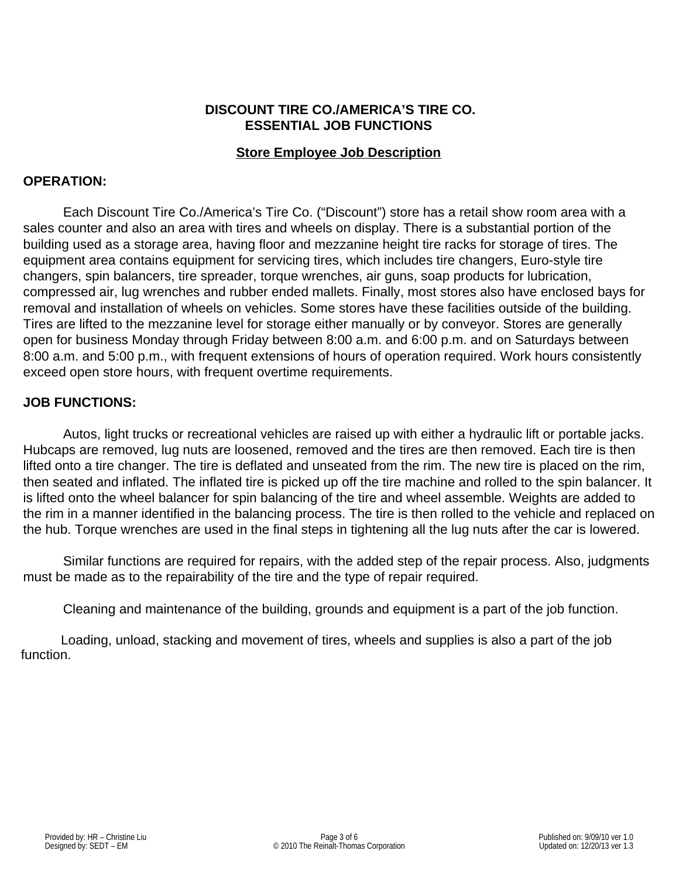# DISCOUNT TIRE CO./AMERICA'S TIRE CO.
# ESSENTIAL JOB FUNCTIONS

## Store Employee Job Description

### OPERATION:

Each Discount Tire Co./America's Tire Co. ("Discount") store has a retail show room area with a sales counter and also an area with tires and wheels on display. There is a substantial portion of the building used as a storage area, having floor and mezzanine height tire racks for storage of tires. The equipment area contains equipment for servicing tires, which includes tire changers, Euro-style tire changers, spin balancers, tire spreader, torque wrenches, air guns, soap products for lubrication, compressed air, lug wrenches and rubber ended mallets. Finally, most stores also have enclosed bays for removal and installation of wheels on vehicles. Some stores have these facilities outside of the building. Tires are lifted to the mezzanine level for storage either manually or by conveyor. Stores are generally open for business Monday through Friday between 8:00 a.m. and 6:00 p.m. and on Saturdays between 8:00 a.m. and 5:00 p.m., with frequent extensions of hours of operation required. Work hours consistently exceed open store hours, with frequent overtime requirements.

### JOB FUNCTIONS:

Autos, light trucks or recreational vehicles are raised up with either a hydraulic lift or portable jacks. Hubcaps are removed, lug nuts are loosened, removed and the tires are then removed. Each tire is then lifted onto a tire changer. The tire is deflated and unseated from the rim. The new tire is placed on the rim, then seated and inflated. The inflated tire is picked up off the tire machine and rolled to the spin balancer. It is lifted onto the wheel balancer for spin balancing of the tire and wheel assemble. Weights are added to the rim in a manner identified in the balancing process. The tire is then rolled to the vehicle and replaced on the hub. Torque wrenches are used in the final steps in tightening all the lug nuts after the car is lowered.

Similar functions are required for repairs, with the added step of the repair process. Also, judgments must be made as to the repairability of the tire and the type of repair required.

Cleaning and maintenance of the building, grounds and equipment is a part of the job function.

Loading, unload, stacking and movement of tires, wheels and supplies is also a part of the job function.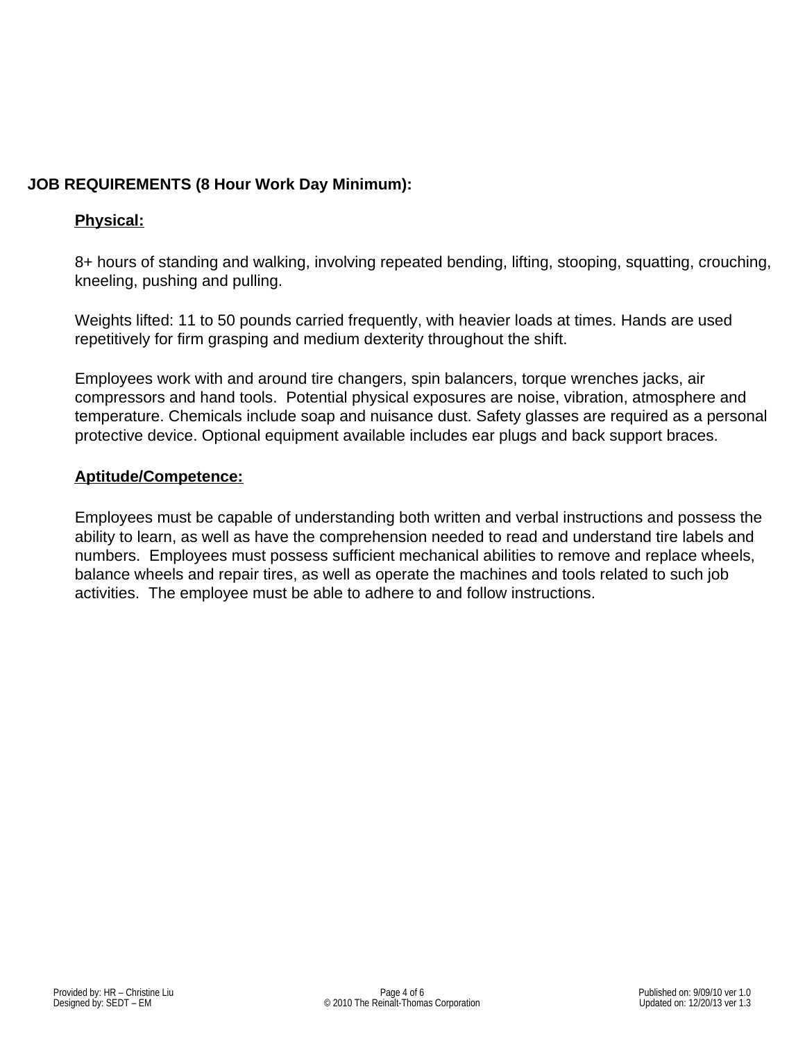## JOB REQUIREMENTS (8 Hour Work Day Minimum):

### Physical:

8+ hours of standing and walking, involving repeated bending, lifting, stooping, squatting, crouching, kneeling, pushing and pulling.

Weights lifted: 11 to 50 pounds carried frequently, with heavier loads at times. Hands are used repetitively for firm grasping and medium dexterity throughout the shift.

Employees work with and around tire changers, spin balancers, torque wrenches jacks, air compressors and hand tools.  Potential physical exposures are noise, vibration, atmosphere and temperature. Chemicals include soap and nuisance dust. Safety glasses are required as a personal protective device. Optional equipment available includes ear plugs and back support braces.

### Aptitude/Competence:

Employees must be capable of understanding both written and verbal instructions and possess the ability to learn, as well as have the comprehension needed to read and understand tire labels and numbers.  Employees must possess sufficient mechanical abilities to remove and replace wheels, balance wheels and repair tires, as well as operate the machines and tools related to such job activities.  The employee must be able to adhere to and follow instructions.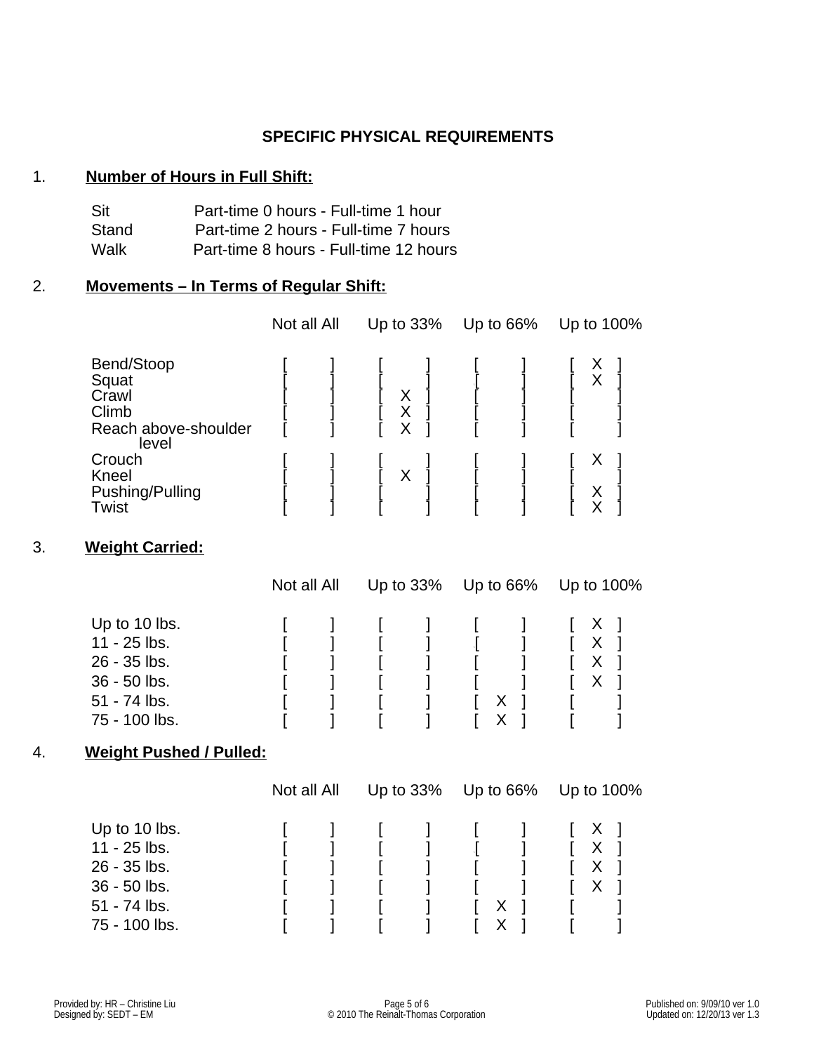## SPECIFIC PHYSICAL REQUIREMENTS

1. **Number of Hours in Full Shift:**

| | |
|---|---|
| Sit | Part-time 0 hours - Full-time 1 hour |
| Stand | Part-time 2 hours - Full-time 7 hours |
| Walk | Part-time 8 hours - Full-time 12 hours |

2. **Movements – In Terms of Regular Shift:**

| | Not all All | Up to 33% | Up to 66% | Up to 100% |
|---|---|---|---|---|
| Bend/Stoop | [ ] | [ ] | [ ] | [ X ] |
| Squat | [ ] | [ ] | [ ] | [ X ] |
| Crawl | [ ] | [ X ] | [ ] | [ ] |
| Climb | [ ] | [ X ] | [ ] | [ ] |
| Reach above-shoulder level | [ ] | [ X ] | [ ] | [ ] |
| Crouch | [ ] | [ ] | [ ] | [ X ] |
| Kneel | [ ] | [ X ] | [ ] | [ ] |
| Pushing/Pulling | [ ] | [ ] | [ ] | [ X ] |
| Twist | [ ] | [ ] | [ ] | [ X ] |

3. **Weight Carried:**

| | Not all All | Up to 33% | Up to 66% | Up to 100% |
|---|---|---|---|---|
| Up to 10 lbs. | [ ] | [ ] | [ ] | [ X ] |
| 11 - 25 lbs. | [ ] | [ ] | [ ] | [ X ] |
| 26 - 35 lbs. | [ ] | [ ] | [ ] | [ X ] |
| 36 - 50 lbs. | [ ] | [ ] | [ ] | [ X ] |
| 51 - 74 lbs. | [ ] | [ ] | [ X ] | [ ] |
| 75 - 100 lbs. | [ ] | [ ] | [ X ] | [ ] |

4. **Weight Pushed / Pulled:**

| | Not all All | Up to 33% | Up to 66% | Up to 100% |
|---|---|---|---|---|
| Up to 10 lbs. | [ ] | [ ] | [ ] | [ X ] |
| 11 - 25 lbs. | [ ] | [ ] | [ ] | [ X ] |
| 26 - 35 lbs. | [ ] | [ ] | [ ] | [ X ] |
| 36 - 50 lbs. | [ ] | [ ] | [ ] | [ X ] |
| 51 - 74 lbs. | [ ] | [ ] | [ X ] | [ ] |
| 75 - 100 lbs. | [ ] | [ ] | [ X ] | [ ] |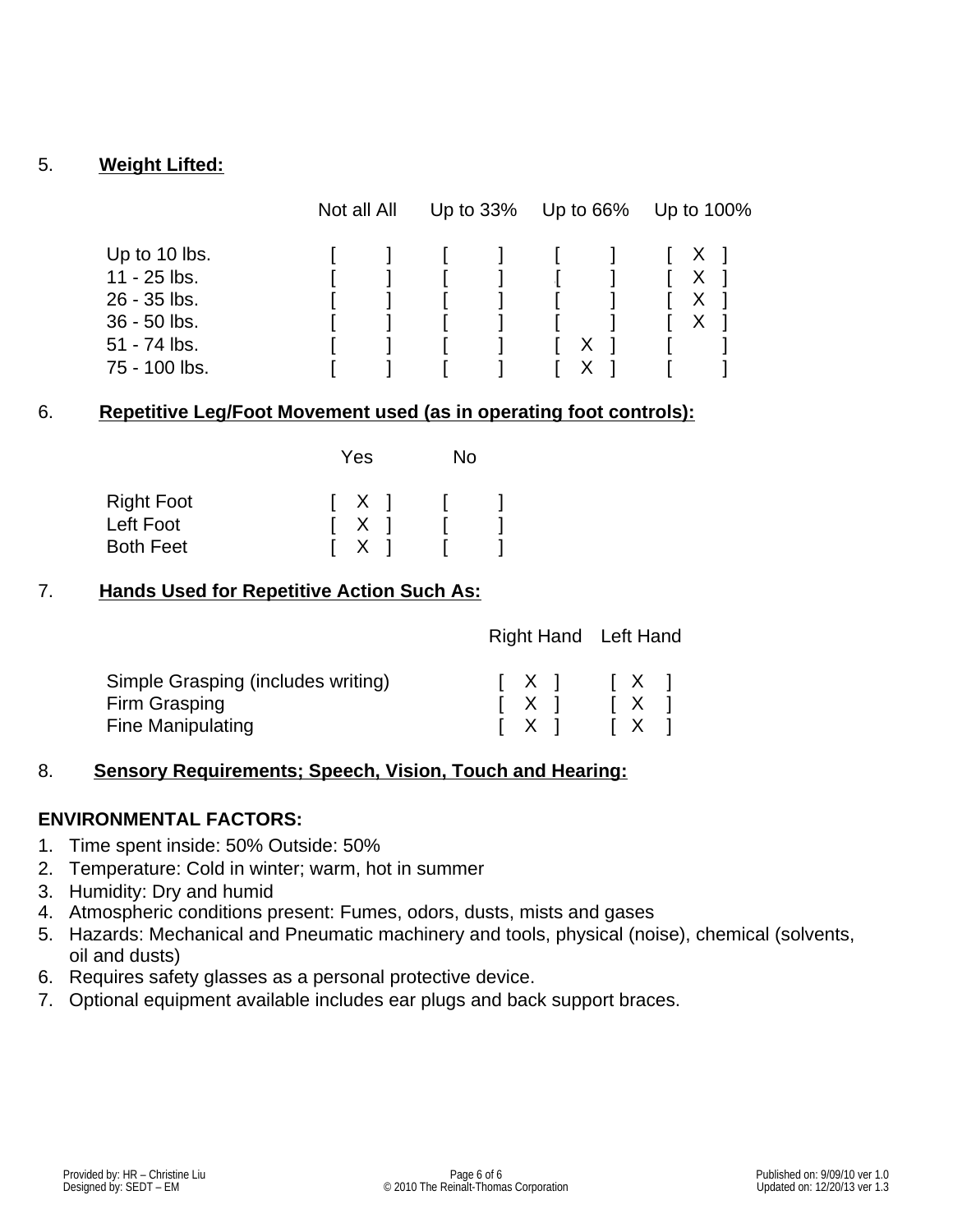5. **Weight Lifted:**

| | Not all All | Up to 33% | Up to 66% | Up to 100% |
|---|---|---|---|---|
| Up to 10 lbs. | [ ] | [ ] | [ ] | [ X ] |
| 11 - 25 lbs. | [ ] | [ ] | [ ] | [ X ] |
| 26 - 35 lbs. | [ ] | [ ] | [ ] | [ X ] |
| 36 - 50 lbs. | [ ] | [ ] | [ ] | [ X ] |
| 51 - 74 lbs. | [ ] | [ ] | [ X ] | [ ] |
| 75 - 100 lbs. | [ ] | [ ] | [ X ] | [ ] |

6. **Repetitive Leg/Foot Movement used (as in operating foot controls):**

| | Yes | No |
|---|---|---|
| Right Foot | [ X ] | [ ] |
| Left Foot | [ X ] | [ ] |
| Both Feet | [ X ] | [ ] |

7. **Hands Used for Repetitive Action Such As:**

| | Right Hand | Left Hand |
|---|---|---|
| Simple Grasping (includes writing) | [ X ] | [ X ] |
| Firm Grasping | [ X ] | [ X ] |
| Fine Manipulating | [ X ] | [ X ] |

8. **Sensory Requirements; Speech, Vision, Touch and Hearing:**

**ENVIRONMENTAL FACTORS:**

1. Time spent inside: 50% Outside: 50%
2. Temperature: Cold in winter; warm, hot in summer
3. Humidity: Dry and humid
4. Atmospheric conditions present: Fumes, odors, dusts, mists and gases
5. Hazards: Mechanical and Pneumatic machinery and tools, physical (noise), chemical (solvents, oil and dusts)
6. Requires safety glasses as a personal protective device.
7. Optional equipment available includes ear plugs and back support braces.